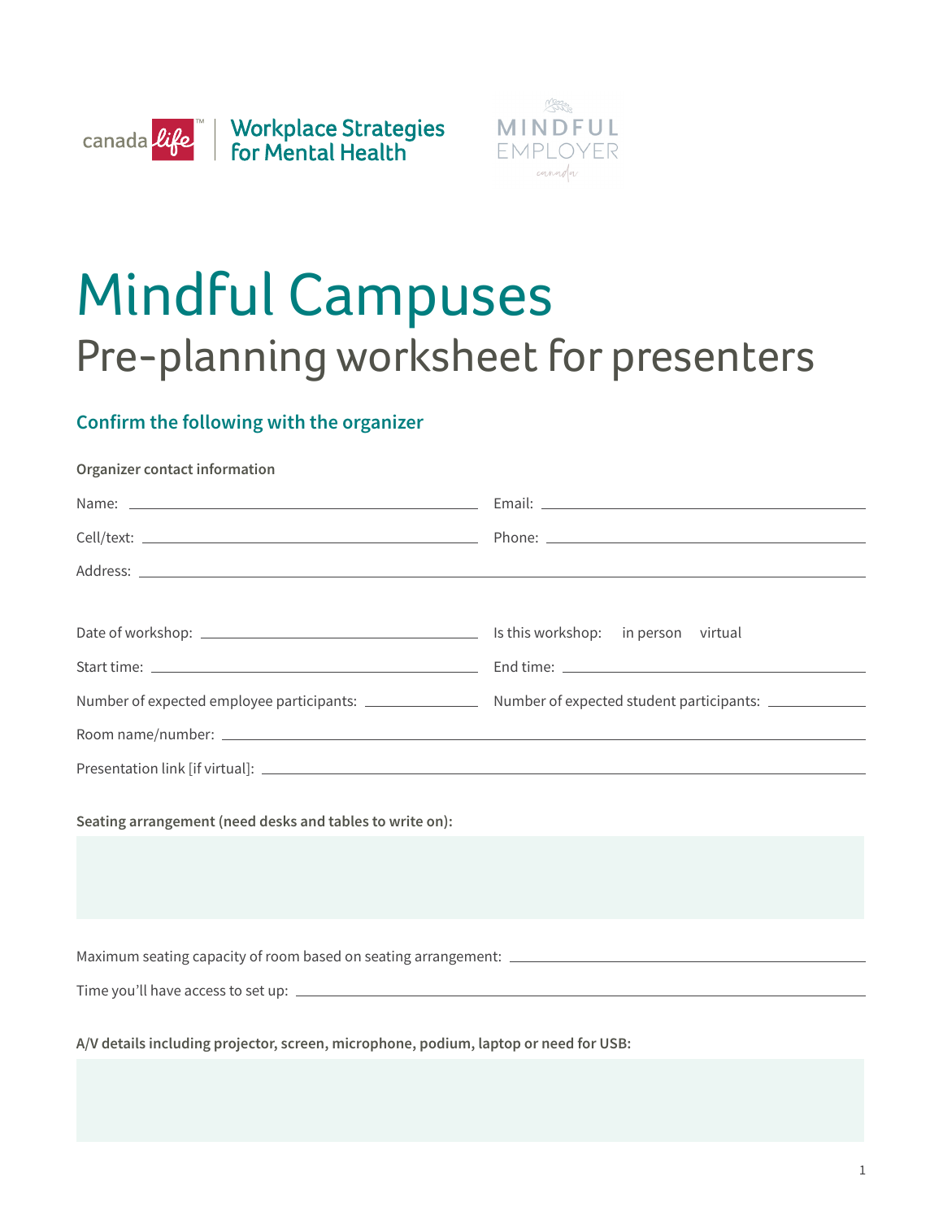canada life | Workplace Strategies for Mental Health

MINDFUL EMPLOYER canada

# Mindful Campuses

## Pre-planning worksheet for presenters

### Confirm the following with the organizer

**Organizer contact information**

Name: ______________________ Email: ______________________

Cell/text: ______________________ Phone: ______________________

Address: ______________________________________________

Date of workshop: ______________________ Is this workshop: in person virtual

Start time: ______________________ End time: ______________________

Number of expected employee participants: __________ Number of expected student participants: __________

Room name/number: ______________________________________________

Presentation link [if virtual]: ______________________________________________

**Seating arrangement (need desks and tables to write on):**

Maximum seating capacity of room based on seating arrangement: ______________________

Time you'll have access to set up: ______________________

**A/V details including projector, screen, microphone, podium, laptop or need for USB:**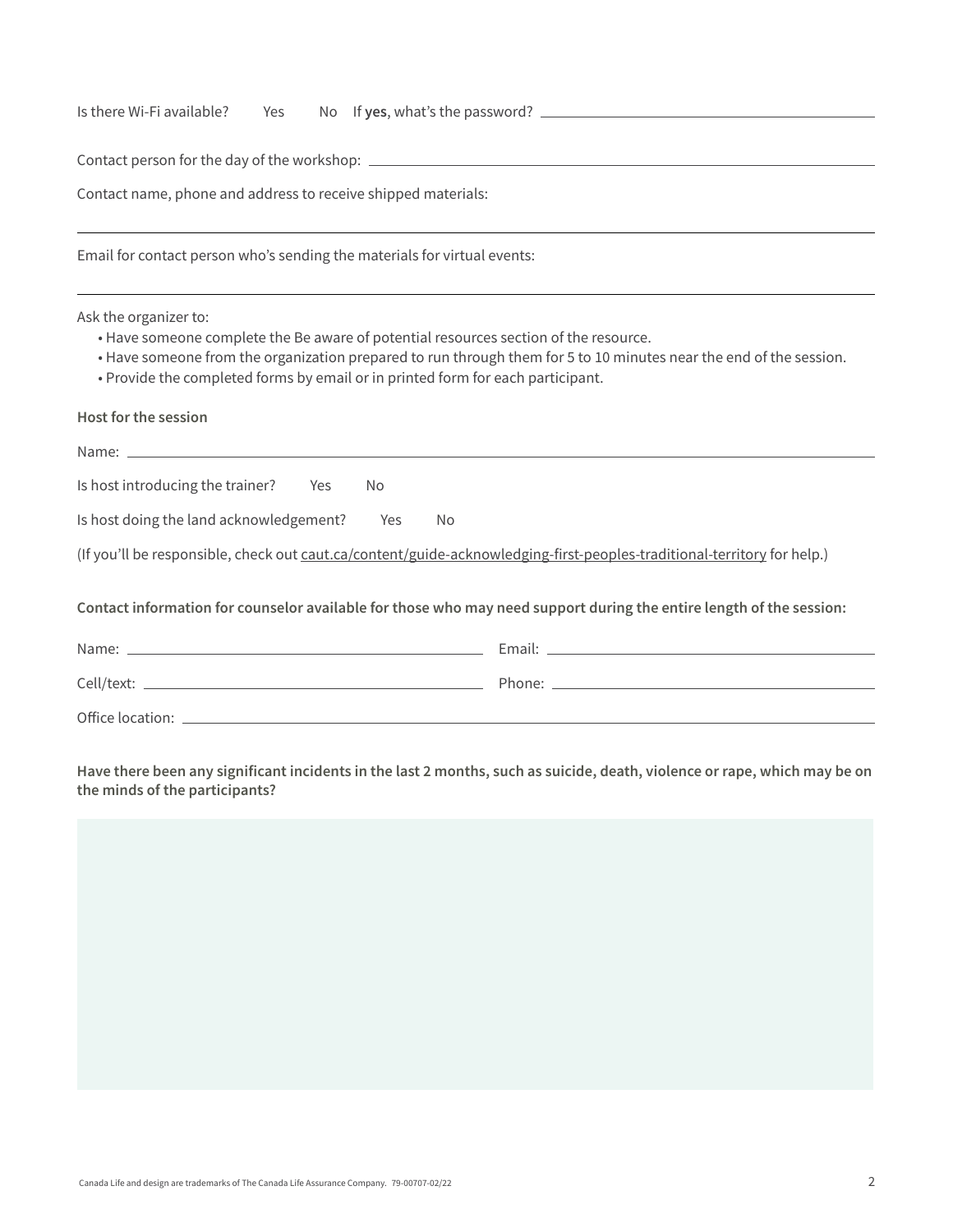Is there Wi-Fi available? Yes No If **yes**, what's the password? \_\_\_\_\_\_\_\_\_\_\_\_\_\_\_\_\_\_\_\_

Contact person for the day of the workshop: \_\_\_\_\_\_\_\_\_\_\_\_\_\_\_\_\_\_\_\_

Contact name, phone and address to receive shipped materials:

\_\_\_\_\_\_\_\_\_\_\_\_\_\_\_\_\_\_\_\_

Email for contact person who's sending the materials for virtual events:

\_\_\_\_\_\_\_\_\_\_\_\_\_\_\_\_\_\_\_\_

Ask the organizer to:

- Have someone complete the Be aware of potential resources section of the resource.
- Have someone from the organization prepared to run through them for 5 to 10 minutes near the end of the session.
- Provide the completed forms by email or in printed form for each participant.

**Host for the session**

Name: \_\_\_\_\_\_\_\_\_\_\_\_\_\_\_\_\_\_\_\_

Is host introducing the trainer? Yes No

Is host doing the land acknowledgement? Yes No

(If you'll be responsible, check out caut.ca/content/guide-acknowledging-first-peoples-traditional-territory for help.)

**Contact information for counselor available for those who may need support during the entire length of the session:**

Name: \_\_\_\_\_\_\_\_\_\_\_\_\_\_\_\_\_\_\_\_ Email: \_\_\_\_\_\_\_\_\_\_\_\_\_\_\_\_\_\_\_\_

Cell/text: \_\_\_\_\_\_\_\_\_\_\_\_\_\_\_\_\_\_\_\_ Phone: \_\_\_\_\_\_\_\_\_\_\_\_\_\_\_\_\_\_\_\_

Office location: \_\_\_\_\_\_\_\_\_\_\_\_\_\_\_\_\_\_\_\_

**Have there been any significant incidents in the last 2 months, such as suicide, death, violence or rape, which may be on the minds of the participants?**

Canada Life and design are trademarks of The Canada Life Assurance Company. 79-00707-02/22